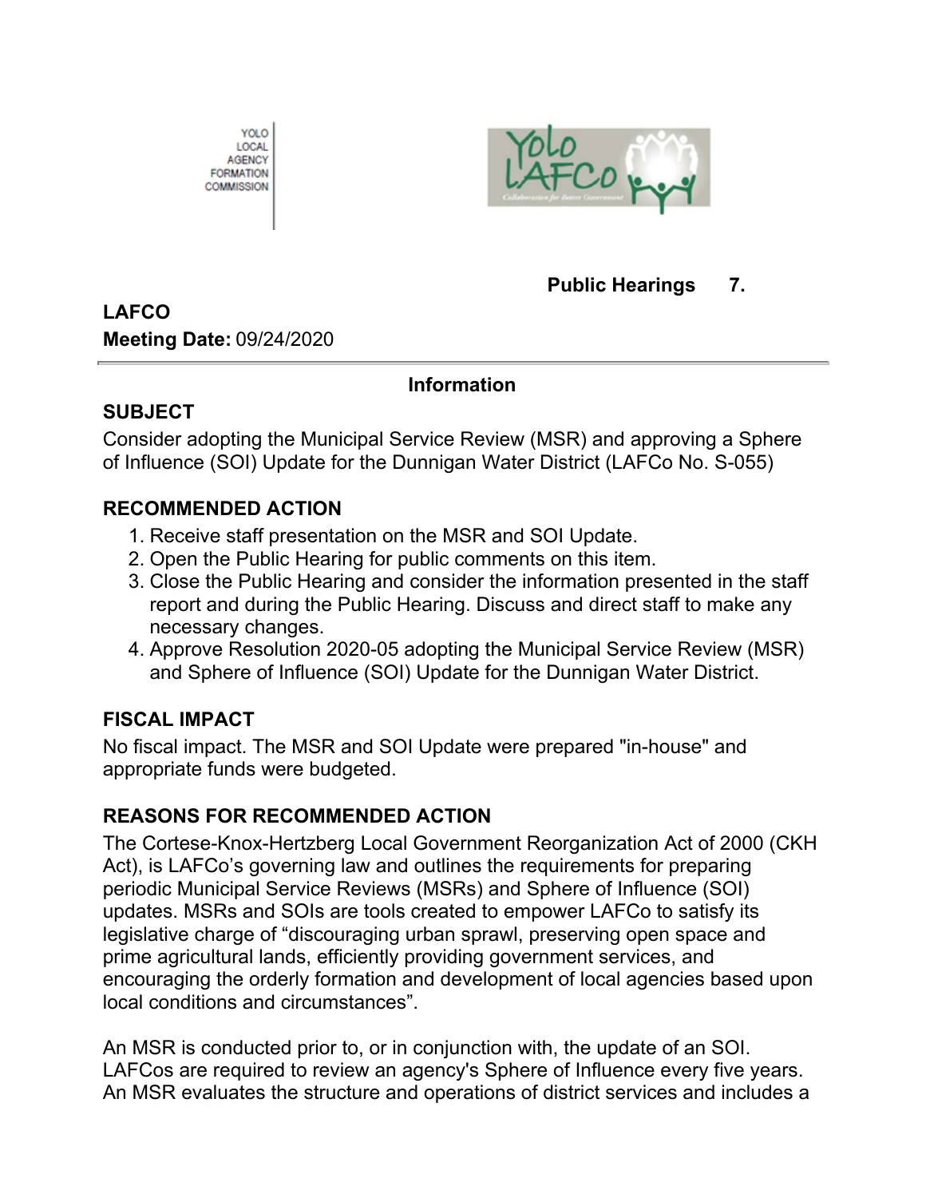YOLO LOCAL AGENCY FORMATION COMMISSION

**Public Hearings 7.**

**LAFCO**
**Meeting Date:** 09/24/2020

**Information**

## SUBJECT

Consider adopting the Municipal Service Review (MSR) and approving a Sphere of Influence (SOI) Update for the Dunnigan Water District (LAFCo No. S-055)

## RECOMMENDED ACTION

1. Receive staff presentation on the MSR and SOI Update.
2. Open the Public Hearing for public comments on this item.
3. Close the Public Hearing and consider the information presented in the staff report and during the Public Hearing. Discuss and direct staff to make any necessary changes.
4. Approve Resolution 2020-05 adopting the Municipal Service Review (MSR) and Sphere of Influence (SOI) Update for the Dunnigan Water District.

## FISCAL IMPACT

No fiscal impact. The MSR and SOI Update were prepared "in-house" and appropriate funds were budgeted.

## REASONS FOR RECOMMENDED ACTION

The Cortese-Knox-Hertzberg Local Government Reorganization Act of 2000 (CKH Act), is LAFCo's governing law and outlines the requirements for preparing periodic Municipal Service Reviews (MSRs) and Sphere of Influence (SOI) updates. MSRs and SOIs are tools created to empower LAFCo to satisfy its legislative charge of "discouraging urban sprawl, preserving open space and prime agricultural lands, efficiently providing government services, and encouraging the orderly formation and development of local agencies based upon local conditions and circumstances".

An MSR is conducted prior to, or in conjunction with, the update of an SOI. LAFCos are required to review an agency's Sphere of Influence every five years. An MSR evaluates the structure and operations of district services and includes a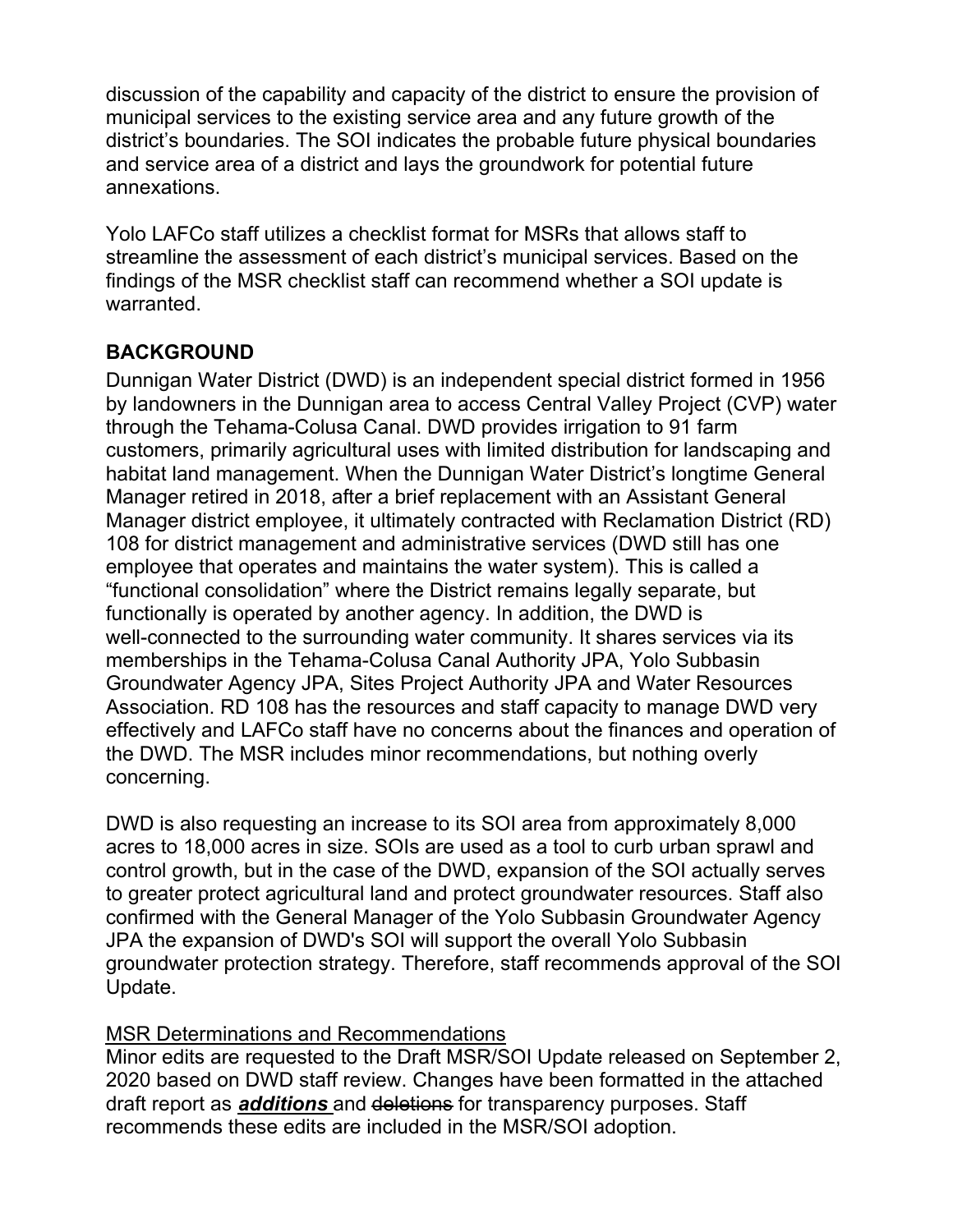discussion of the capability and capacity of the district to ensure the provision of municipal services to the existing service area and any future growth of the district's boundaries. The SOI indicates the probable future physical boundaries and service area of a district and lays the groundwork for potential future annexations.

Yolo LAFCo staff utilizes a checklist format for MSRs that allows staff to streamline the assessment of each district's municipal services. Based on the findings of the MSR checklist staff can recommend whether a SOI update is warranted.

## BACKGROUND

Dunnigan Water District (DWD) is an independent special district formed in 1956 by landowners in the Dunnigan area to access Central Valley Project (CVP) water through the Tehama-Colusa Canal. DWD provides irrigation to 91 farm customers, primarily agricultural uses with limited distribution for landscaping and habitat land management. When the Dunnigan Water District's longtime General Manager retired in 2018, after a brief replacement with an Assistant General Manager district employee, it ultimately contracted with Reclamation District (RD) 108 for district management and administrative services (DWD still has one employee that operates and maintains the water system). This is called a "functional consolidation" where the District remains legally separate, but functionally is operated by another agency. In addition, the DWD is well-connected to the surrounding water community. It shares services via its memberships in the Tehama-Colusa Canal Authority JPA, Yolo Subbasin Groundwater Agency JPA, Sites Project Authority JPA and Water Resources Association. RD 108 has the resources and staff capacity to manage DWD very effectively and LAFCo staff have no concerns about the finances and operation of the DWD. The MSR includes minor recommendations, but nothing overly concerning.

DWD is also requesting an increase to its SOI area from approximately 8,000 acres to 18,000 acres in size. SOIs are used as a tool to curb urban sprawl and control growth, but in the case of the DWD, expansion of the SOI actually serves to greater protect agricultural land and protect groundwater resources. Staff also confirmed with the General Manager of the Yolo Subbasin Groundwater Agency JPA the expansion of DWD's SOI will support the overall Yolo Subbasin groundwater protection strategy. Therefore, staff recommends approval of the SOI Update.

<u>MSR Determinations and Recommendations</u>

Minor edits are requested to the Draft MSR/SOI Update released on September 2, 2020 based on DWD staff review. Changes have been formatted in the attached draft report as ***<u>additions</u>*** and ~~deletions~~ for transparency purposes. Staff recommends these edits are included in the MSR/SOI adoption.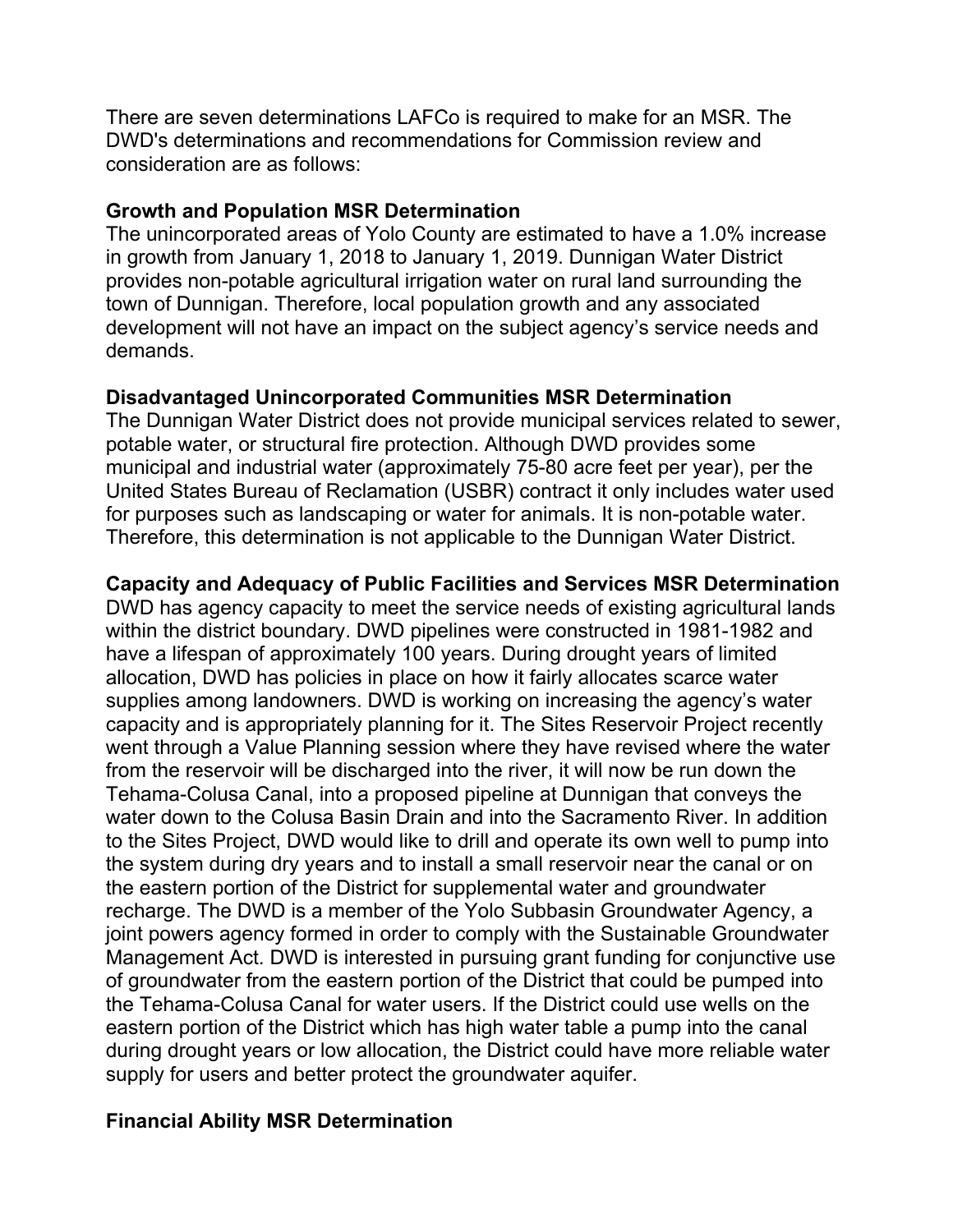There are seven determinations LAFCo is required to make for an MSR. The DWD's determinations and recommendations for Commission review and consideration are as follows:

**Growth and Population MSR Determination**
The unincorporated areas of Yolo County are estimated to have a 1.0% increase in growth from January 1, 2018 to January 1, 2019. Dunnigan Water District provides non-potable agricultural irrigation water on rural land surrounding the town of Dunnigan. Therefore, local population growth and any associated development will not have an impact on the subject agency's service needs and demands.

**Disadvantaged Unincorporated Communities MSR Determination**
The Dunnigan Water District does not provide municipal services related to sewer, potable water, or structural fire protection. Although DWD provides some municipal and industrial water (approximately 75-80 acre feet per year), per the United States Bureau of Reclamation (USBR) contract it only includes water used for purposes such as landscaping or water for animals. It is non-potable water. Therefore, this determination is not applicable to the Dunnigan Water District.

**Capacity and Adequacy of Public Facilities and Services MSR Determination**
DWD has agency capacity to meet the service needs of existing agricultural lands within the district boundary. DWD pipelines were constructed in 1981-1982 and have a lifespan of approximately 100 years. During drought years of limited allocation, DWD has policies in place on how it fairly allocates scarce water supplies among landowners. DWD is working on increasing the agency's water capacity and is appropriately planning for it. The Sites Reservoir Project recently went through a Value Planning session where they have revised where the water from the reservoir will be discharged into the river, it will now be run down the Tehama-Colusa Canal, into a proposed pipeline at Dunnigan that conveys the water down to the Colusa Basin Drain and into the Sacramento River. In addition to the Sites Project, DWD would like to drill and operate its own well to pump into the system during dry years and to install a small reservoir near the canal or on the eastern portion of the District for supplemental water and groundwater recharge. The DWD is a member of the Yolo Subbasin Groundwater Agency, a joint powers agency formed in order to comply with the Sustainable Groundwater Management Act. DWD is interested in pursuing grant funding for conjunctive use of groundwater from the eastern portion of the District that could be pumped into the Tehama-Colusa Canal for water users. If the District could use wells on the eastern portion of the District which has high water table a pump into the canal during drought years or low allocation, the District could have more reliable water supply for users and better protect the groundwater aquifer.

**Financial Ability MSR Determination**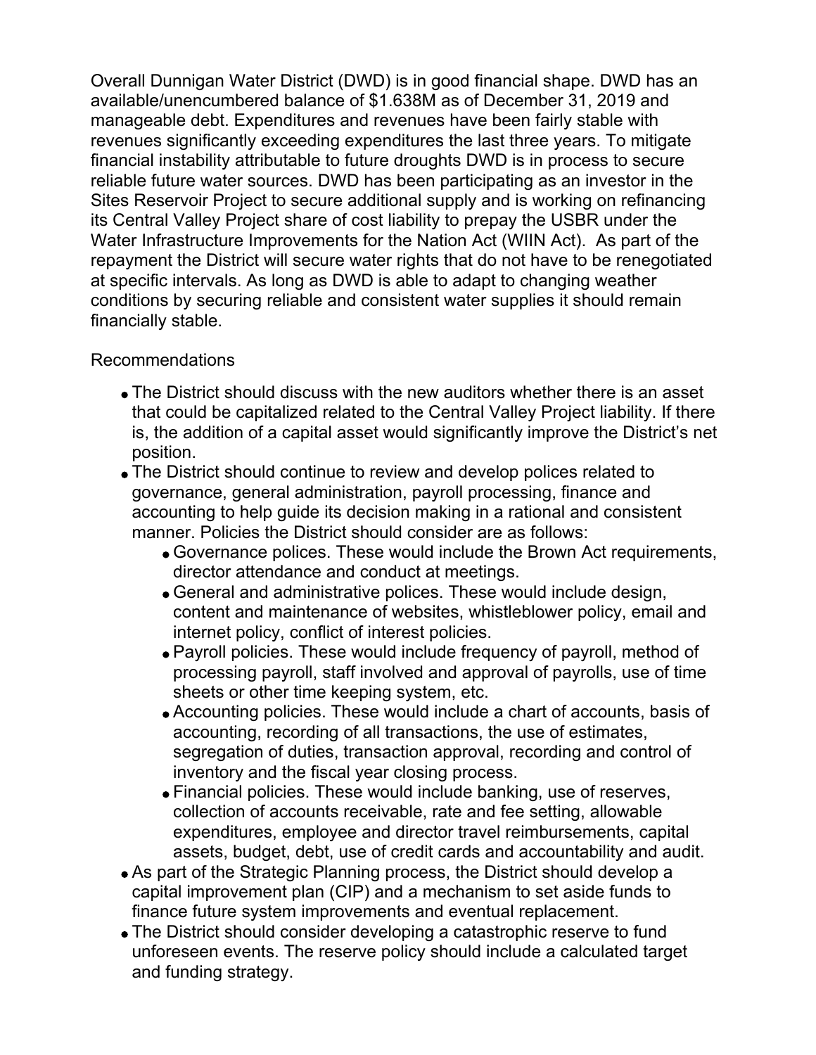Overall Dunnigan Water District (DWD) is in good financial shape. DWD has an available/unencumbered balance of $1.638M as of December 31, 2019 and manageable debt. Expenditures and revenues have been fairly stable with revenues significantly exceeding expenditures the last three years. To mitigate financial instability attributable to future droughts DWD is in process to secure reliable future water sources. DWD has been participating as an investor in the Sites Reservoir Project to secure additional supply and is working on refinancing its Central Valley Project share of cost liability to prepay the USBR under the Water Infrastructure Improvements for the Nation Act (WIIN Act). As part of the repayment the District will secure water rights that do not have to be renegotiated at specific intervals. As long as DWD is able to adapt to changing weather conditions by securing reliable and consistent water supplies it should remain financially stable.

Recommendations

- The District should discuss with the new auditors whether there is an asset that could be capitalized related to the Central Valley Project liability. If there is, the addition of a capital asset would significantly improve the District's net position.
- The District should continue to review and develop polices related to governance, general administration, payroll processing, finance and accounting to help guide its decision making in a rational and consistent manner. Policies the District should consider are as follows:
  - Governance polices. These would include the Brown Act requirements, director attendance and conduct at meetings.
  - General and administrative polices. These would include design, content and maintenance of websites, whistleblower policy, email and internet policy, conflict of interest policies.
  - Payroll policies. These would include frequency of payroll, method of processing payroll, staff involved and approval of payrolls, use of time sheets or other time keeping system, etc.
  - Accounting policies. These would include a chart of accounts, basis of accounting, recording of all transactions, the use of estimates, segregation of duties, transaction approval, recording and control of inventory and the fiscal year closing process.
  - Financial policies. These would include banking, use of reserves, collection of accounts receivable, rate and fee setting, allowable expenditures, employee and director travel reimbursements, capital assets, budget, debt, use of credit cards and accountability and audit.
- As part of the Strategic Planning process, the District should develop a capital improvement plan (CIP) and a mechanism to set aside funds to finance future system improvements and eventual replacement.
- The District should consider developing a catastrophic reserve to fund unforeseen events. The reserve policy should include a calculated target and funding strategy.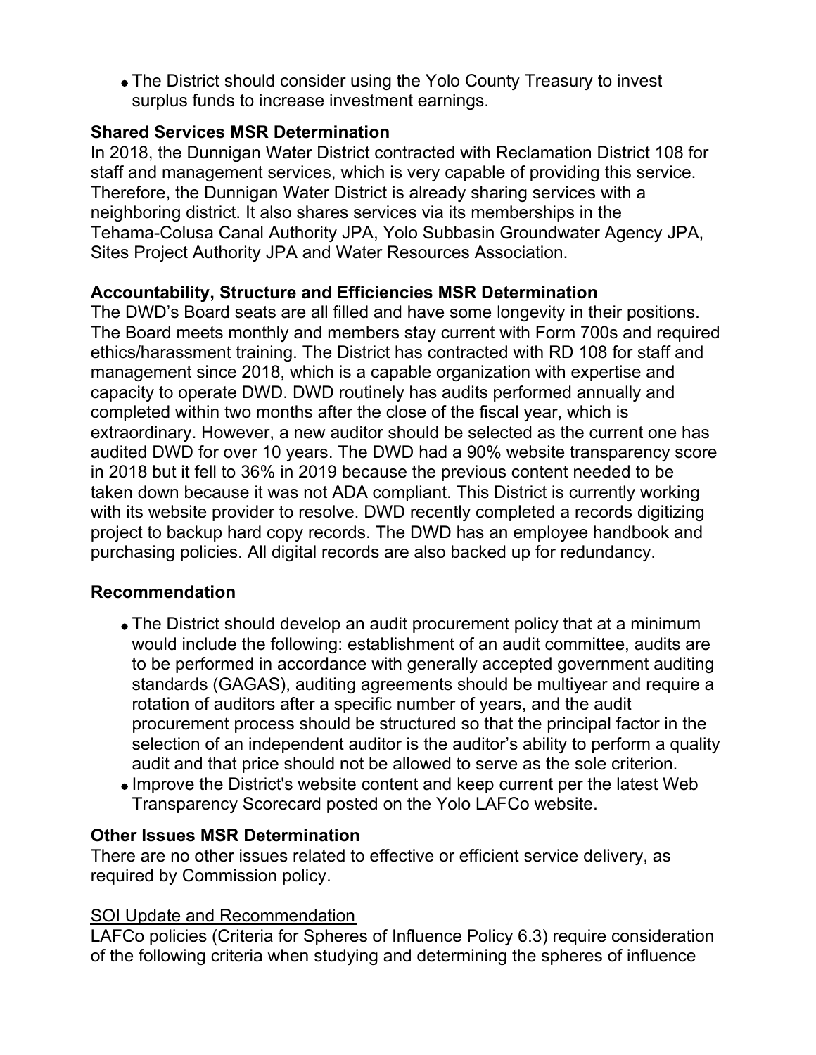- The District should consider using the Yolo County Treasury to invest surplus funds to increase investment earnings.

**Shared Services MSR Determination**
In 2018, the Dunnigan Water District contracted with Reclamation District 108 for staff and management services, which is very capable of providing this service. Therefore, the Dunnigan Water District is already sharing services with a neighboring district. It also shares services via its memberships in the Tehama-Colusa Canal Authority JPA, Yolo Subbasin Groundwater Agency JPA, Sites Project Authority JPA and Water Resources Association.

**Accountability, Structure and Efficiencies MSR Determination**
The DWD's Board seats are all filled and have some longevity in their positions. The Board meets monthly and members stay current with Form 700s and required ethics/harassment training. The District has contracted with RD 108 for staff and management since 2018, which is a capable organization with expertise and capacity to operate DWD. DWD routinely has audits performed annually and completed within two months after the close of the fiscal year, which is extraordinary. However, a new auditor should be selected as the current one has audited DWD for over 10 years. The DWD had a 90% website transparency score in 2018 but it fell to 36% in 2019 because the previous content needed to be taken down because it was not ADA compliant. This District is currently working with its website provider to resolve. DWD recently completed a records digitizing project to backup hard copy records. The DWD has an employee handbook and purchasing policies. All digital records are also backed up for redundancy.

**Recommendation**

- The District should develop an audit procurement policy that at a minimum would include the following: establishment of an audit committee, audits are to be performed in accordance with generally accepted government auditing standards (GAGAS), auditing agreements should be multiyear and require a rotation of auditors after a specific number of years, and the audit procurement process should be structured so that the principal factor in the selection of an independent auditor is the auditor's ability to perform a quality audit and that price should not be allowed to serve as the sole criterion.
- Improve the District's website content and keep current per the latest Web Transparency Scorecard posted on the Yolo LAFCo website.

**Other Issues MSR Determination**
There are no other issues related to effective or efficient service delivery, as required by Commission policy.

<u>SOI Update and Recommendation</u>
LAFCo policies (Criteria for Spheres of Influence Policy 6.3) require consideration of the following criteria when studying and determining the spheres of influence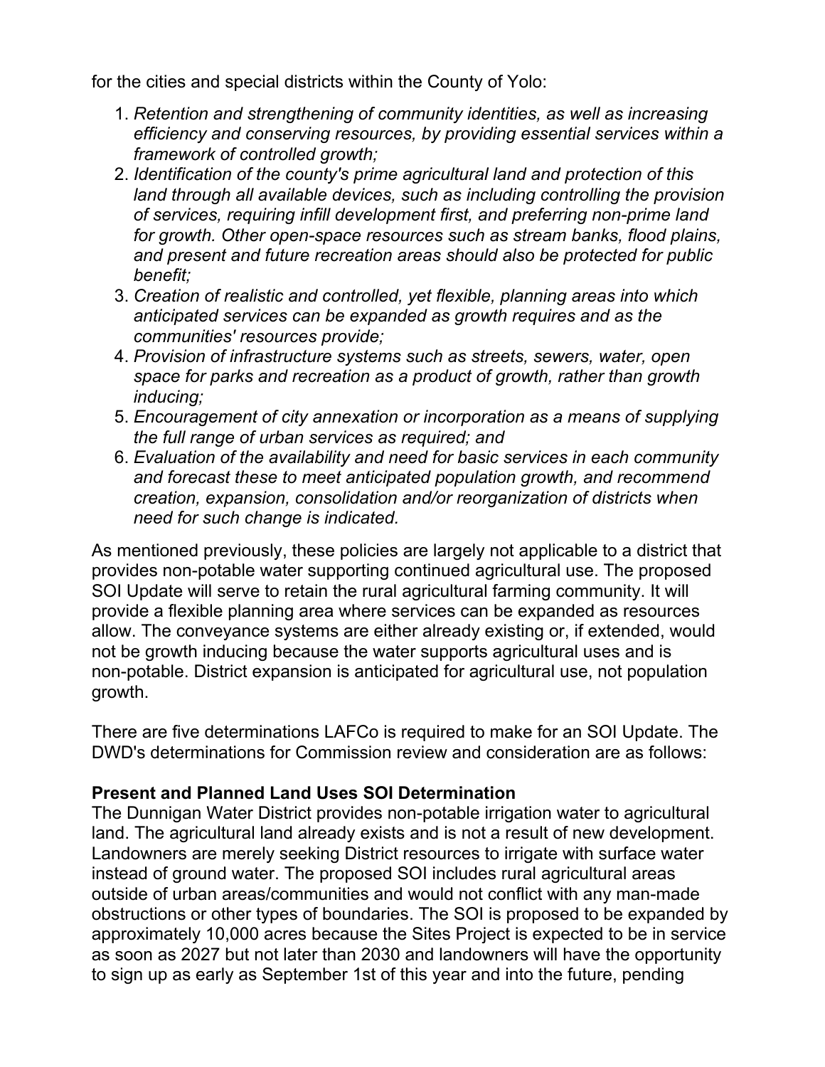for the cities and special districts within the County of Yolo:

1. *Retention and strengthening of community identities, as well as increasing efficiency and conserving resources, by providing essential services within a framework of controlled growth;*
2. *Identification of the county's prime agricultural land and protection of this land through all available devices, such as including controlling the provision of services, requiring infill development first, and preferring non-prime land for growth. Other open-space resources such as stream banks, flood plains, and present and future recreation areas should also be protected for public benefit;*
3. *Creation of realistic and controlled, yet flexible, planning areas into which anticipated services can be expanded as growth requires and as the communities' resources provide;*
4. *Provision of infrastructure systems such as streets, sewers, water, open space for parks and recreation as a product of growth, rather than growth inducing;*
5. *Encouragement of city annexation or incorporation as a means of supplying the full range of urban services as required; and*
6. *Evaluation of the availability and need for basic services in each community and forecast these to meet anticipated population growth, and recommend creation, expansion, consolidation and/or reorganization of districts when need for such change is indicated.*

As mentioned previously, these policies are largely not applicable to a district that provides non-potable water supporting continued agricultural use. The proposed SOI Update will serve to retain the rural agricultural farming community. It will provide a flexible planning area where services can be expanded as resources allow. The conveyance systems are either already existing or, if extended, would not be growth inducing because the water supports agricultural uses and is non-potable. District expansion is anticipated for agricultural use, not population growth.

There are five determinations LAFCo is required to make for an SOI Update. The DWD's determinations for Commission review and consideration are as follows:

**Present and Planned Land Uses SOI Determination**

The Dunnigan Water District provides non-potable irrigation water to agricultural land. The agricultural land already exists and is not a result of new development. Landowners are merely seeking District resources to irrigate with surface water instead of ground water. The proposed SOI includes rural agricultural areas outside of urban areas/communities and would not conflict with any man-made obstructions or other types of boundaries. The SOI is proposed to be expanded by approximately 10,000 acres because the Sites Project is expected to be in service as soon as 2027 but not later than 2030 and landowners will have the opportunity to sign up as early as September 1st of this year and into the future, pending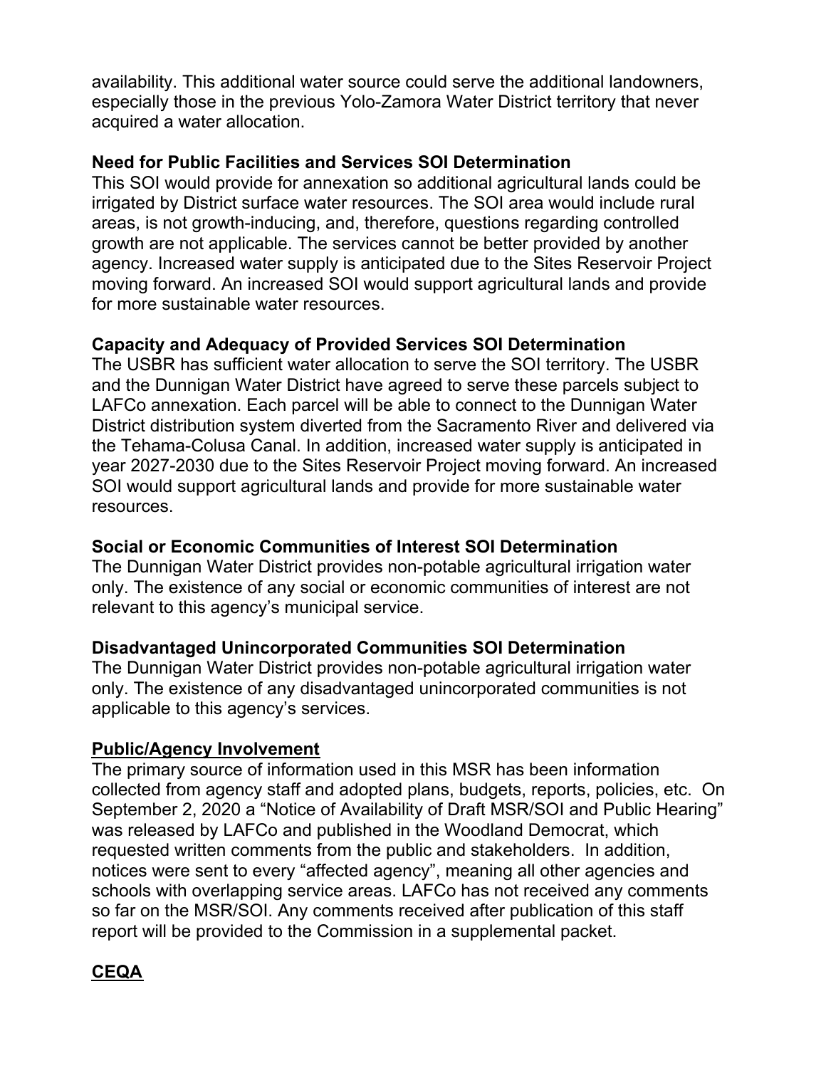availability. This additional water source could serve the additional landowners, especially those in the previous Yolo-Zamora Water District territory that never acquired a water allocation.

**Need for Public Facilities and Services SOI Determination**
This SOI would provide for annexation so additional agricultural lands could be irrigated by District surface water resources. The SOI area would include rural areas, is not growth-inducing, and, therefore, questions regarding controlled growth are not applicable. The services cannot be better provided by another agency. Increased water supply is anticipated due to the Sites Reservoir Project moving forward. An increased SOI would support agricultural lands and provide for more sustainable water resources.

**Capacity and Adequacy of Provided Services SOI Determination**
The USBR has sufficient water allocation to serve the SOI territory. The USBR and the Dunnigan Water District have agreed to serve these parcels subject to LAFCo annexation. Each parcel will be able to connect to the Dunnigan Water District distribution system diverted from the Sacramento River and delivered via the Tehama-Colusa Canal. In addition, increased water supply is anticipated in year 2027-2030 due to the Sites Reservoir Project moving forward. An increased SOI would support agricultural lands and provide for more sustainable water resources.

**Social or Economic Communities of Interest SOI Determination**
The Dunnigan Water District provides non-potable agricultural irrigation water only. The existence of any social or economic communities of interest are not relevant to this agency's municipal service.

**Disadvantaged Unincorporated Communities SOI Determination**
The Dunnigan Water District provides non-potable agricultural irrigation water only. The existence of any disadvantaged unincorporated communities is not applicable to this agency's services.

## **Public/Agency Involvement**

The primary source of information used in this MSR has been information collected from agency staff and adopted plans, budgets, reports, policies, etc. On September 2, 2020 a "Notice of Availability of Draft MSR/SOI and Public Hearing" was released by LAFCo and published in the Woodland Democrat, which requested written comments from the public and stakeholders. In addition, notices were sent to every "affected agency", meaning all other agencies and schools with overlapping service areas. LAFCo has not received any comments so far on the MSR/SOI. Any comments received after publication of this staff report will be provided to the Commission in a supplemental packet.

## **CEQA**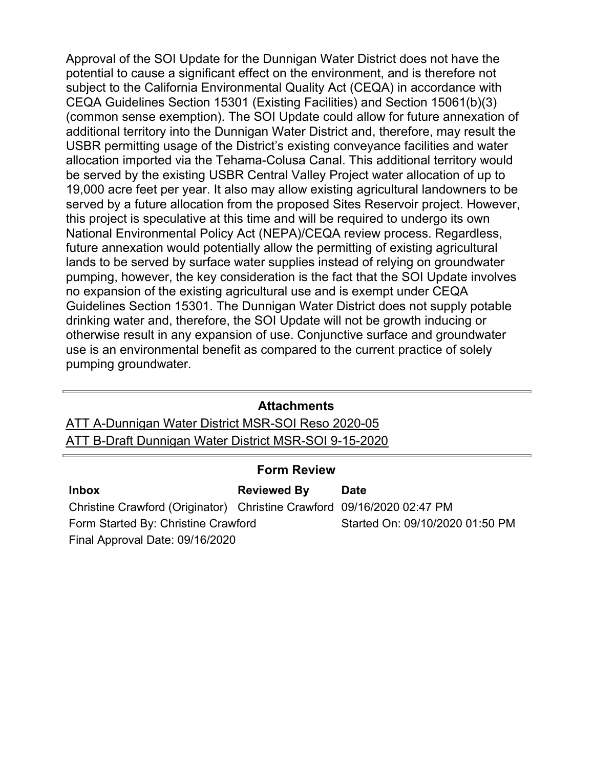Approval of the SOI Update for the Dunnigan Water District does not have the potential to cause a significant effect on the environment, and is therefore not subject to the California Environmental Quality Act (CEQA) in accordance with CEQA Guidelines Section 15301 (Existing Facilities) and Section 15061(b)(3) (common sense exemption). The SOI Update could allow for future annexation of additional territory into the Dunnigan Water District and, therefore, may result the USBR permitting usage of the District's existing conveyance facilities and water allocation imported via the Tehama-Colusa Canal. This additional territory would be served by the existing USBR Central Valley Project water allocation of up to 19,000 acre feet per year. It also may allow existing agricultural landowners to be served by a future allocation from the proposed Sites Reservoir project. However, this project is speculative at this time and will be required to undergo its own National Environmental Policy Act (NEPA)/CEQA review process. Regardless, future annexation would potentially allow the permitting of existing agricultural lands to be served by surface water supplies instead of relying on groundwater pumping, however, the key consideration is the fact that the SOI Update involves no expansion of the existing agricultural use and is exempt under CEQA Guidelines Section 15301. The Dunnigan Water District does not supply potable drinking water and, therefore, the SOI Update will not be growth inducing or otherwise result in any expansion of use. Conjunctive surface and groundwater use is an environmental benefit as compared to the current practice of solely pumping groundwater.

---

## Attachments

ATT A-Dunnigan Water District MSR-SOI Reso 2020-05

ATT B-Draft Dunnigan Water District MSR-SOI 9-15-2020

---

## Form Review

| Inbox | Reviewed By | Date |
| --- | --- | --- |
| Christine Crawford (Originator) | Christine Crawford | 09/16/2020 02:47 PM |
| Form Started By: Christine Crawford | | Started On: 09/10/2020 01:50 PM |
| Final Approval Date: 09/16/2020 | | |